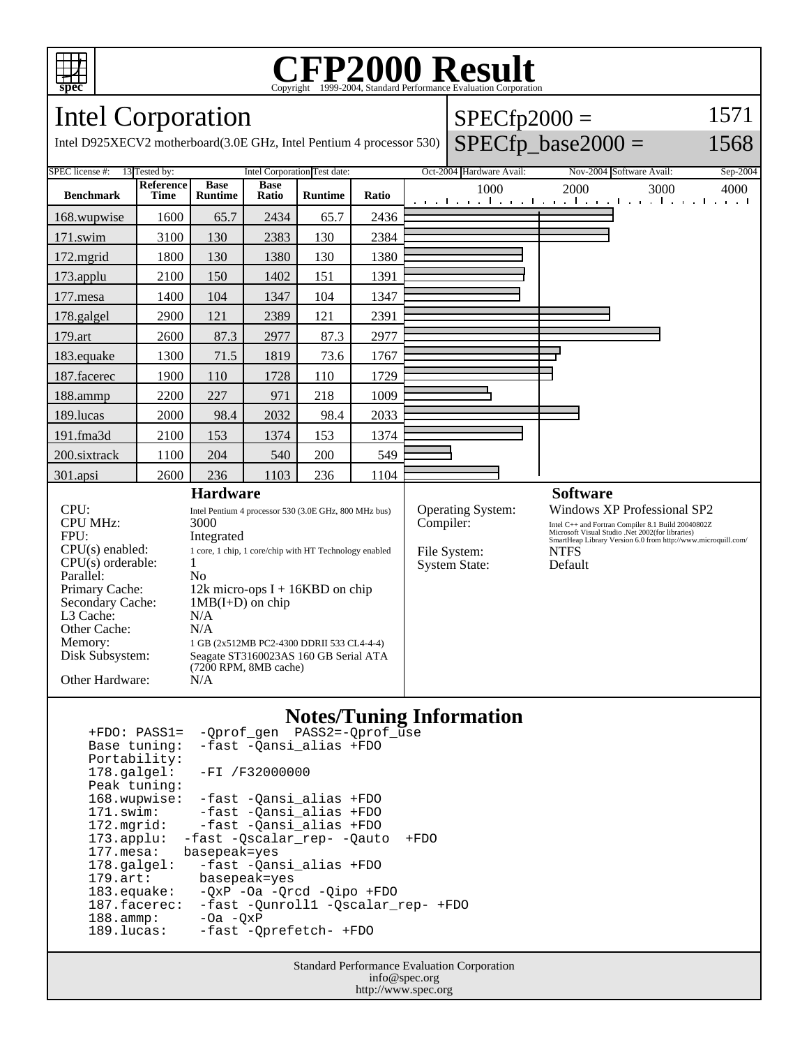# CFP2000 Result

Copyright 1999-2004, Standard Performance Evaluation Corporation

## Intel Corporation

Intel D925XECV2 motherboard(3.0E GHz, Intel Pentium 4 processor 530)

SPECfp2000 = 1571

SPECfp_base2000 = 1568

SPEC license #: 13 | Tested by: Intel Corporation | Test date: Oct-2004 | Hardware Avail: Nov-2004 | Software Avail: Sep-2004

| Benchmark | Reference Time | Base Runtime | Base Ratio | Runtime | Ratio |
|---|---|---|---|---|---|
| 168.wupwise | 1600 | 65.7 | 2434 | 65.7 | 2436 |
| 171.swim | 3100 | 130 | 2383 | 130 | 2384 |
| 172.mgrid | 1800 | 130 | 1380 | 130 | 1380 |
| 173.applu | 2100 | 150 | 1402 | 151 | 1391 |
| 177.mesa | 1400 | 104 | 1347 | 104 | 1347 |
| 178.galgel | 2900 | 121 | 2389 | 121 | 2391 |
| 179.art | 2600 | 87.3 | 2977 | 87.3 | 2977 |
| 183.equake | 1300 | 71.5 | 1819 | 73.6 | 1767 |
| 187.facerec | 1900 | 110 | 1728 | 110 | 1729 |
| 188.ammp | 2200 | 227 | 971 | 218 | 1009 |
| 189.lucas | 2000 | 98.4 | 2032 | 98.4 | 2033 |
| 191.fma3d | 2100 | 153 | 1374 | 153 | 1374 |
| 200.sixtrack | 1100 | 204 | 540 | 200 | 549 |
| 301.apsi | 2600 | 236 | 1103 | 236 | 1104 |

### Hardware

| | |
|---|---|
| CPU: | Intel Pentium 4 processor 530 (3.0E GHz, 800 MHz bus) |
| CPU MHz: | 3000 |
| FPU: | Integrated |
| CPU(s) enabled: | 1 core, 1 chip, 1 core/chip with HT Technology enabled |
| CPU(s) orderable: | 1 |
| Parallel: | No |
| Primary Cache: | 12k micro-ops I + 16KBD on chip |
| Secondary Cache: | 1MB(I+D) on chip |
| L3 Cache: | N/A |
| Other Cache: | N/A |
| Memory: | 1 GB (2x512MB PC2-4300 DDRII 533 CL4-4-4) |
| Disk Subsystem: | Seagate ST3160023AS 160 GB Serial ATA (7200 RPM, 8MB cache) |
| Other Hardware: | N/A |

### Software

| | |
|---|---|
| Operating System: | Windows XP Professional SP2 |
| Compiler: | Intel C++ and Fortran Compiler 8.1 Build 20040802Z<br>Microsoft Visual Studio .Net 2002(for libraries)<br>SmartHeap Library Version 6.0 from http://www.microquill.com/ |
| File System: | NTFS |
| System State: | Default |

### Notes/Tuning Information

```
+FDO: PASS1=  -Qprof_gen  PASS2=-Qprof_use
Base tuning:  -fast -Qansi_alias +FDO
Portability:
178.galgel:   -FI /F32000000
Peak tuning:
168.wupwise:  -fast -Qansi_alias +FDO
171.swim:     -fast -Qansi_alias +FDO
172.mgrid:    -fast -Qansi_alias +FDO
173.applu:  -fast -Qscalar_rep- -Qauto  +FDO
177.mesa:   basepeak=yes
178.galgel:   -fast -Qansi_alias +FDO
179.art:      basepeak=yes
183.equake:   -QxP -Oa -Qrcd -Qipo +FDO
187.facerec:  -fast -Qunroll1 -Qscalar_rep- +FDO
188.ammp:     -Oa -QxP
189.lucas:    -fast -Qprefetch- +FDO
```

Standard Performance Evaluation Corporation
info@spec.org
http://www.spec.org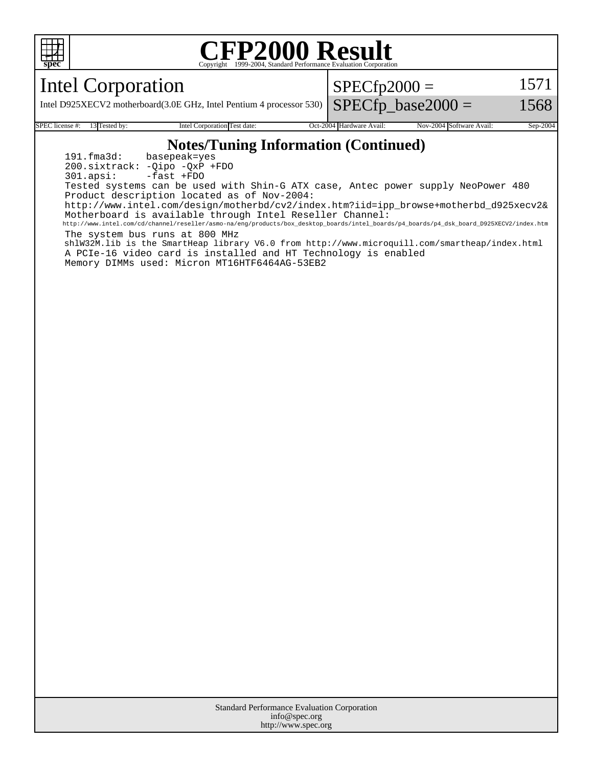# CFP2000 Result

Copyright 1999-2004, Standard Performance Evaluation Corporation

## Intel Corporation

Intel D925XECV2 motherboard(3.0E GHz, Intel Pentium 4 processor 530)

SPECfp2000 = 1571

SPECfp_base2000 = 1568

| SPEC license #: | 13 | Tested by: | Intel Corporation | Test date: | Oct-2004 | Hardware Avail: | Nov-2004 | Software Avail: | Sep-2004 |
|---|---|---|---|---|---|---|---|---|---|

## Notes/Tuning Information (Continued)

```
191.fma3d:    basepeak=yes
200.sixtrack: -Qipo -QxP +FDO
301.apsi:     -fast +FDO
Tested systems can be used with Shin-G ATX case, Antec power supply NeoPower 480
Product description located as of Nov-2004:
http://www.intel.com/design/motherbd/cv2/index.htm?iid=ipp_browse+motherbd_d925xecv2&
Motherboard is available through Intel Reseller Channel:
http://www.intel.com/cd/channel/reseller/asmo-na/eng/products/box_desktop_boards/intel_boards/p4_boards/p4_dsk_board_D925XECV2/index.htm
The system bus runs at 800 MHz
shlW32M.lib is the SmartHeap library V6.0 from http://www.microquill.com/smartheap/index.html
A PCIe-16 video card is installed and HT Technology is enabled
Memory DIMMs used: Micron MT16HTF6464AG-53EB2
```

Standard Performance Evaluation Corporation
info@spec.org
http://www.spec.org